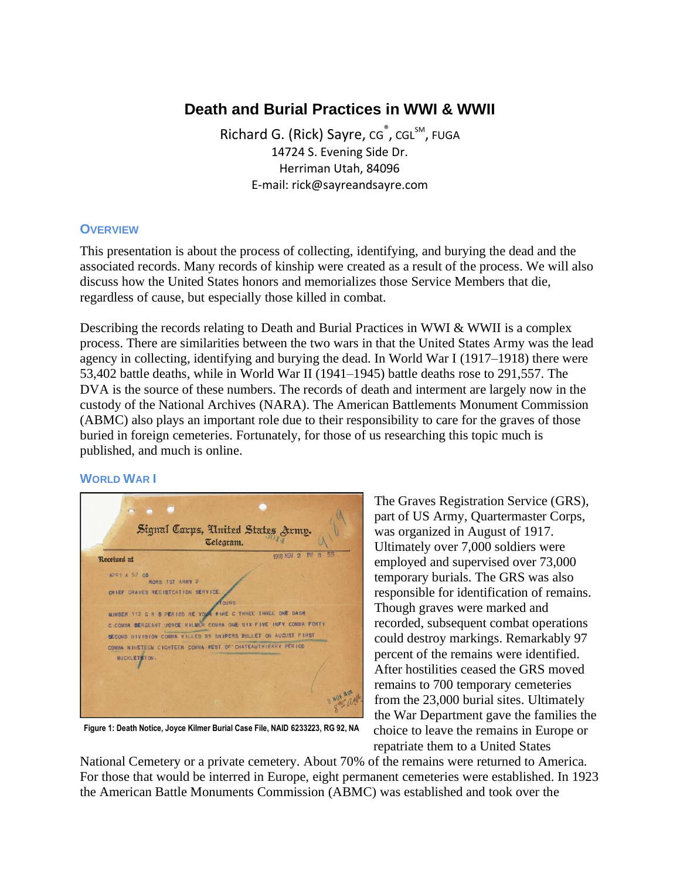# Death and Burial Practices in WWI & WWII

Richard G. (Rick) Sayre, CG®, CGL[SM], FUGA
14724 S. Evening Side Dr.
Herriman Utah, 84096
E-mail: rick@sayreandsayre.com

## Overview

This presentation is about the process of collecting, identifying, and burying the dead and the associated records. Many records of kinship were created as a result of the process. We will also discuss how the United States honors and memorializes those Service Members that die, regardless of cause, but especially those killed in combat.

Describing the records relating to Death and Burial Practices in WWI & WWII is a complex process. There are similarities between the two wars in that the United States Army was the lead agency in collecting, identifying and burying the dead. In World War I (1917–1918) there were 53,402 battle deaths, while in World War II (1941–1945) battle deaths rose to 291,557. The DVA is the source of these numbers. The records of death and interment are largely now in the custody of the National Archives (NARA). The American Battlements Monument Commission (ABMC) also plays an important role due to their responsibility to care for the graves of those buried in foreign cemeteries. Fortunately, for those of us researching this topic much is published, and much is online.

## World War I

Figure 1: Death Notice, Joyce Kilmer Burial Case File, NAID 6233223, RG 92, NA

The Graves Registration Service (GRS), part of US Army, Quartermaster Corps, was organized in August of 1917. Ultimately over 7,000 soldiers were employed and supervised over 73,000 temporary burials. The GRS was also responsible for identification of remains. Though graves were marked and recorded, subsequent combat operations could destroy markings. Remarkably 97 percent of the remains were identified. After hostilities ceased the GRS moved remains to 700 temporary cemeteries from the 23,000 burial sites. Ultimately the War Department gave the families the choice to leave the remains in Europe or repatriate them to a United States National Cemetery or a private cemetery. About 70% of the remains were returned to America. For those that would be interred in Europe, eight permanent cemeteries were established. In 1923 the American Battle Monuments Commission (ABMC) was established and took over the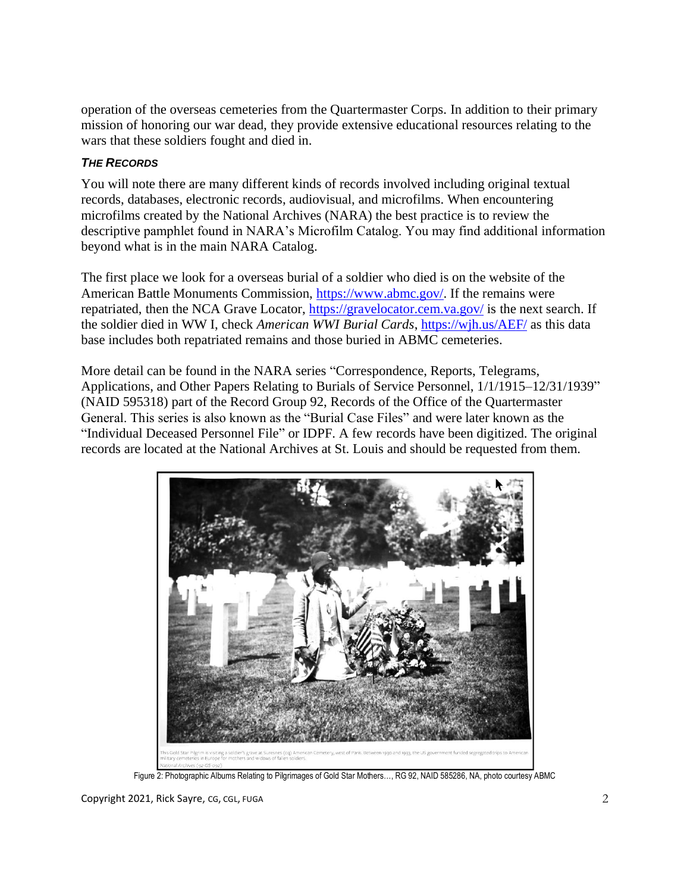operation of the overseas cemeteries from the Quartermaster Corps. In addition to their primary mission of honoring our war dead, they provide extensive educational resources relating to the wars that these soldiers fought and died in.

### *THE RECORDS*

You will note there are many different kinds of records involved including original textual records, databases, electronic records, audiovisual, and microfilms. When encountering microfilms created by the National Archives (NARA) the best practice is to review the descriptive pamphlet found in NARA's Microfilm Catalog. You may find additional information beyond what is in the main NARA Catalog.

The first place we look for a overseas burial of a soldier who died is on the website of the American Battle Monuments Commission, https://www.abmc.gov/. If the remains were repatriated, then the NCA Grave Locator, https://gravelocator.cem.va.gov/ is the next search. If the soldier died in WW I, check *American WWI Burial Cards*, https://wjh.us/AEF/ as this data base includes both repatriated remains and those buried in ABMC cemeteries.

More detail can be found in the NARA series "Correspondence, Reports, Telegrams, Applications, and Other Papers Relating to Burials of Service Personnel, 1/1/1915–12/31/1939" (NAID 595318) part of the Record Group 92, Records of the Office of the Quartermaster General. This series is also known as the "Burial Case Files" and were later known as the "Individual Deceased Personnel File" or IDPF. A few records have been digitized. The original records are located at the National Archives at St. Louis and should be requested from them.

This Gold Star Pilgrim is visiting a soldier's grave at Suresnes (sic) American Cemetery, west of Paris. Between 1930 and 1933, the US government funded segregated trips to American military cemeteries in Europe for mothers and widows of fallen soldiers.
National Archives (92-GS-092)

Figure 2: Photographic Albums Relating to Pilgrimages of Gold Star Mothers…, RG 92, NAID 585286, NA, photo courtesy ABMC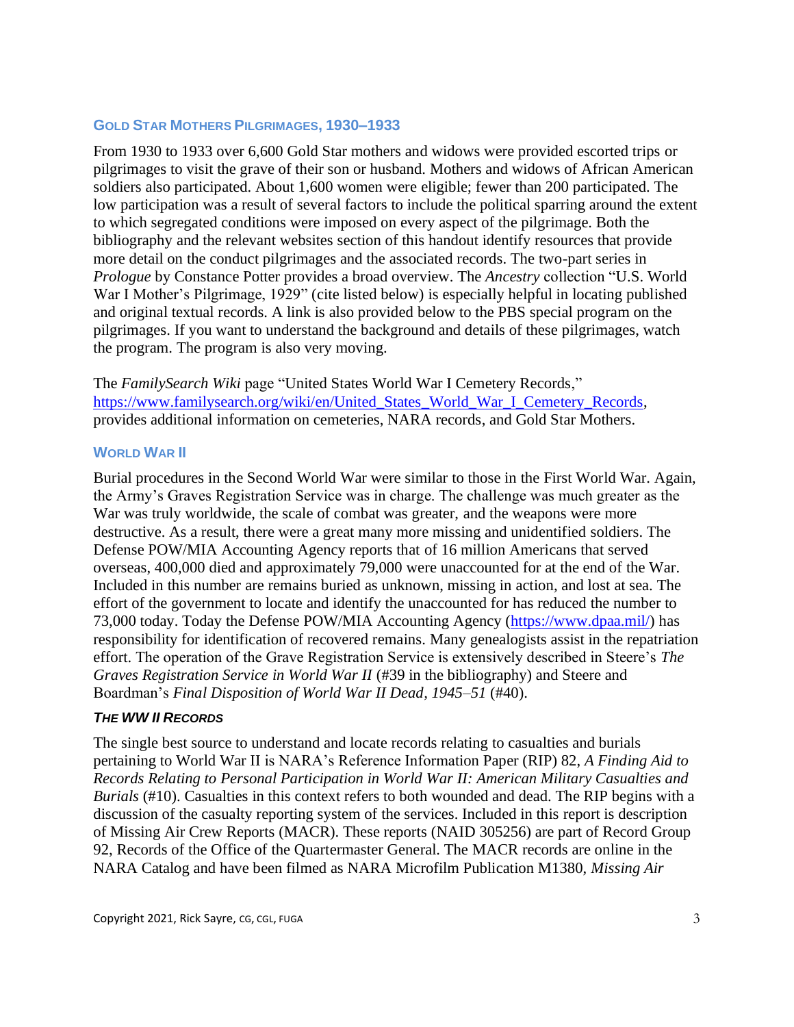### Gold Star Mothers Pilgrimages, 1930–1933

From 1930 to 1933 over 6,600 Gold Star mothers and widows were provided escorted trips or pilgrimages to visit the grave of their son or husband. Mothers and widows of African American soldiers also participated. About 1,600 women were eligible; fewer than 200 participated. The low participation was a result of several factors to include the political sparring around the extent to which segregated conditions were imposed on every aspect of the pilgrimage. Both the bibliography and the relevant websites section of this handout identify resources that provide more detail on the conduct pilgrimages and the associated records. The two-part series in *Prologue* by Constance Potter provides a broad overview. The *Ancestry* collection "U.S. World War I Mother's Pilgrimage, 1929" (cite listed below) is especially helpful in locating published and original textual records. A link is also provided below to the PBS special program on the pilgrimages. If you want to understand the background and details of these pilgrimages, watch the program. The program is also very moving.

The *FamilySearch Wiki* page "United States World War I Cemetery Records," https://www.familysearch.org/wiki/en/United_States_World_War_I_Cemetery_Records, provides additional information on cemeteries, NARA records, and Gold Star Mothers.

### World War II

Burial procedures in the Second World War were similar to those in the First World War. Again, the Army's Graves Registration Service was in charge. The challenge was much greater as the War was truly worldwide, the scale of combat was greater, and the weapons were more destructive. As a result, there were a great many more missing and unidentified soldiers. The Defense POW/MIA Accounting Agency reports that of 16 million Americans that served overseas, 400,000 died and approximately 79,000 were unaccounted for at the end of the War. Included in this number are remains buried as unknown, missing in action, and lost at sea. The effort of the government to locate and identify the unaccounted for has reduced the number to 73,000 today. Today the Defense POW/MIA Accounting Agency (https://www.dpaa.mil/) has responsibility for identification of recovered remains. Many genealogists assist in the repatriation effort. The operation of the Grave Registration Service is extensively described in Steere's *The Graves Registration Service in World War II* (#39 in the bibliography) and Steere and Boardman's *Final Disposition of World War II Dead, 1945–51* (#40).

#### *The WW II Records*

The single best source to understand and locate records relating to casualties and burials pertaining to World War II is NARA's Reference Information Paper (RIP) 82, *A Finding Aid to Records Relating to Personal Participation in World War II: American Military Casualties and Burials* (#10). Casualties in this context refers to both wounded and dead. The RIP begins with a discussion of the casualty reporting system of the services. Included in this report is description of Missing Air Crew Reports (MACR). These reports (NAID 305256) are part of Record Group 92, Records of the Office of the Quartermaster General. The MACR records are online in the NARA Catalog and have been filmed as NARA Microfilm Publication M1380, *Missing Air*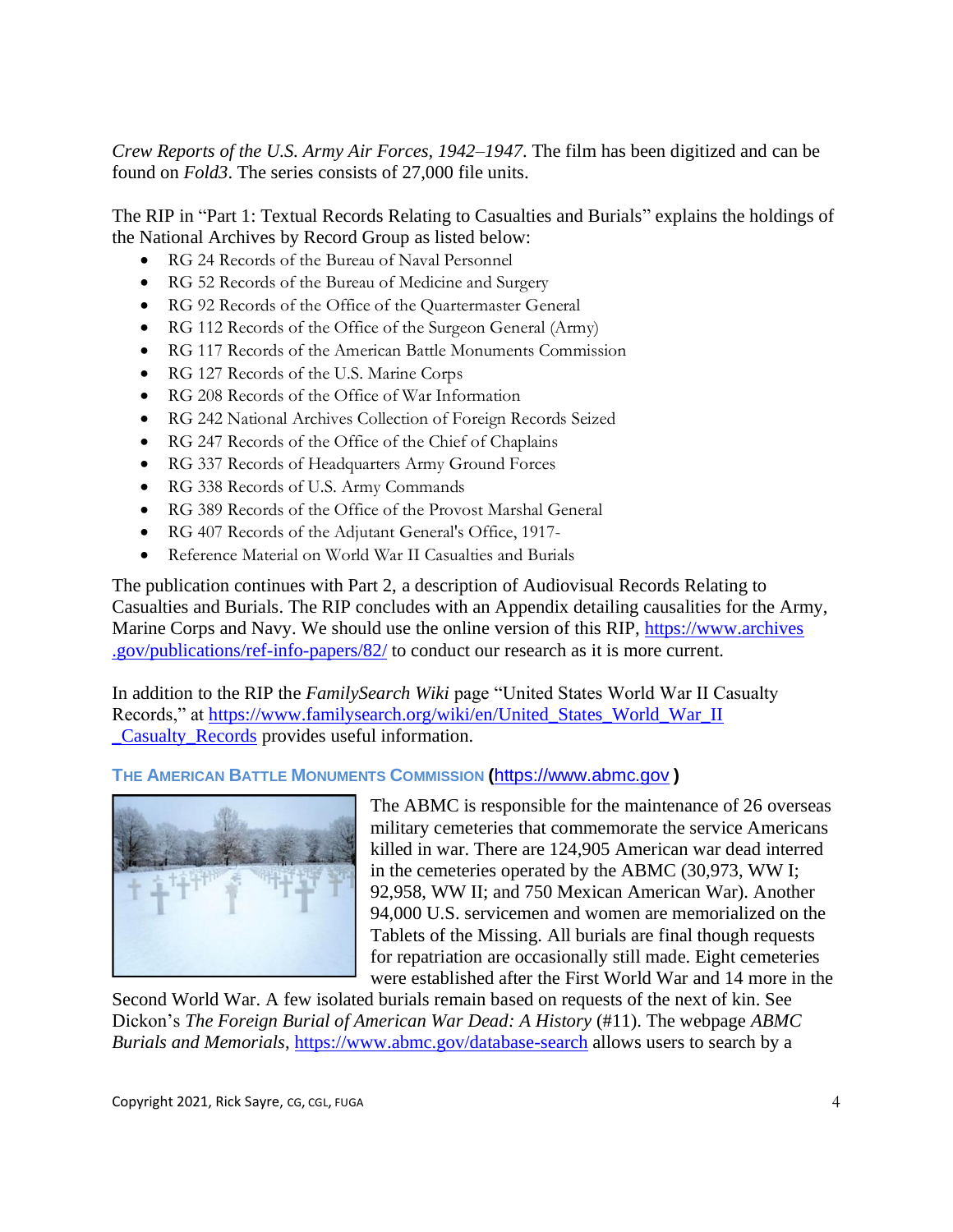*Crew Reports of the U.S. Army Air Forces, 1942–1947*. The film has been digitized and can be found on *Fold3*. The series consists of 27,000 file units.

The RIP in "Part 1: Textual Records Relating to Casualties and Burials" explains the holdings of the National Archives by Record Group as listed below:

- RG 24 Records of the Bureau of Naval Personnel
- RG 52 Records of the Bureau of Medicine and Surgery
- RG 92 Records of the Office of the Quartermaster General
- RG 112 Records of the Office of the Surgeon General (Army)
- RG 117 Records of the American Battle Monuments Commission
- RG 127 Records of the U.S. Marine Corps
- RG 208 Records of the Office of War Information
- RG 242 National Archives Collection of Foreign Records Seized
- RG 247 Records of the Office of the Chief of Chaplains
- RG 337 Records of Headquarters Army Ground Forces
- RG 338 Records of U.S. Army Commands
- RG 389 Records of the Office of the Provost Marshal General
- RG 407 Records of the Adjutant General's Office, 1917-
- Reference Material on World War II Casualties and Burials

The publication continues with Part 2, a description of Audiovisual Records Relating to Casualties and Burials. The RIP concludes with an Appendix detailing causalities for the Army, Marine Corps and Navy. We should use the online version of this RIP, https://www.archives.gov/publications/ref-info-papers/82/ to conduct our research as it is more current.

In addition to the RIP the *FamilySearch Wiki* page "United States World War II Casualty Records," at https://www.familysearch.org/wiki/en/United_States_World_War_II_Casualty_Records provides useful information.

### THE AMERICAN BATTLE MONUMENTS COMMISSION (https://www.abmc.gov)

The ABMC is responsible for the maintenance of 26 overseas military cemeteries that commemorate the service Americans killed in war. There are 124,905 American war dead interred in the cemeteries operated by the ABMC (30,973, WW I; 92,958, WW II; and 750 Mexican American War). Another 94,000 U.S. servicemen and women are memorialized on the Tablets of the Missing. All burials are final though requests for repatriation are occasionally still made. Eight cemeteries were established after the First World War and 14 more in the Second World War. A few isolated burials remain based on requests of the next of kin. See Dickon's *The Foreign Burial of American War Dead: A History* (#11). The webpage *ABMC Burials and Memorials*, https://www.abmc.gov/database-search allows users to search by a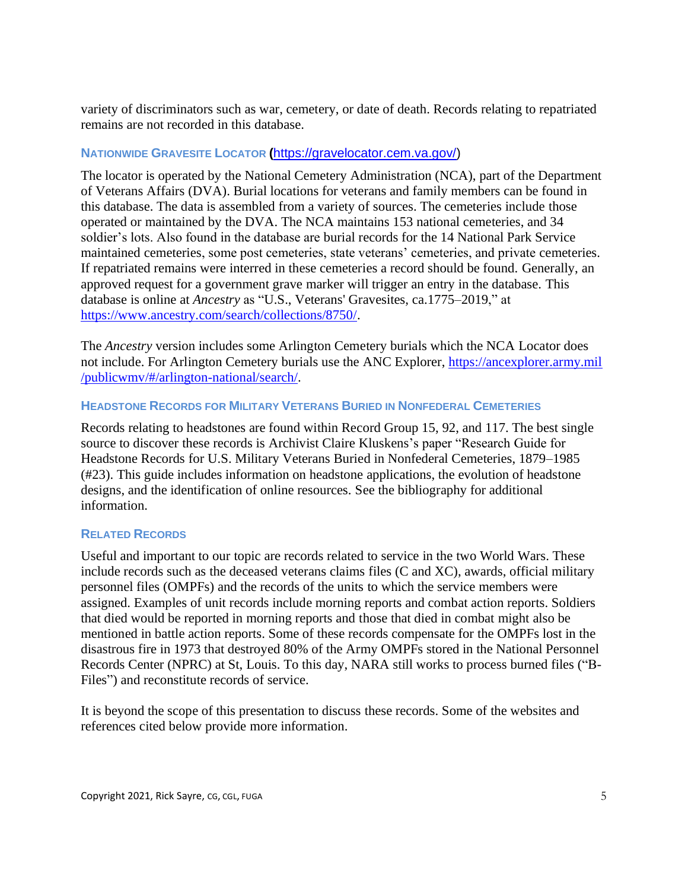variety of discriminators such as war, cemetery, or date of death. Records relating to repatriated remains are not recorded in this database.

### Nationwide Gravesite Locator (https://gravelocator.cem.va.gov/)

The locator is operated by the National Cemetery Administration (NCA), part of the Department of Veterans Affairs (DVA). Burial locations for veterans and family members can be found in this database. The data is assembled from a variety of sources. The cemeteries include those operated or maintained by the DVA. The NCA maintains 153 national cemeteries, and 34 soldier's lots. Also found in the database are burial records for the 14 National Park Service maintained cemeteries, some post cemeteries, state veterans' cemeteries, and private cemeteries. If repatriated remains were interred in these cemeteries a record should be found. Generally, an approved request for a government grave marker will trigger an entry in the database. This database is online at *Ancestry* as "U.S., Veterans' Gravesites, ca.1775–2019," at https://www.ancestry.com/search/collections/8750/.

The *Ancestry* version includes some Arlington Cemetery burials which the NCA Locator does not include. For Arlington Cemetery burials use the ANC Explorer, https://ancexplorer.army.mil/publicwmv/#/arlington-national/search/.

### Headstone Records for Military Veterans Buried in Nonfederal Cemeteries

Records relating to headstones are found within Record Group 15, 92, and 117. The best single source to discover these records is Archivist Claire Kluskens's paper "Research Guide for Headstone Records for U.S. Military Veterans Buried in Nonfederal Cemeteries, 1879–1985 (#23). This guide includes information on headstone applications, the evolution of headstone designs, and the identification of online resources. See the bibliography for additional information.

### Related Records

Useful and important to our topic are records related to service in the two World Wars. These include records such as the deceased veterans claims files (C and XC), awards, official military personnel files (OMPFs) and the records of the units to which the service members were assigned. Examples of unit records include morning reports and combat action reports. Soldiers that died would be reported in morning reports and those that died in combat might also be mentioned in battle action reports. Some of these records compensate for the OMPFs lost in the disastrous fire in 1973 that destroyed 80% of the Army OMPFs stored in the National Personnel Records Center (NPRC) at St, Louis. To this day, NARA still works to process burned files ("B-Files") and reconstitute records of service.

It is beyond the scope of this presentation to discuss these records. Some of the websites and references cited below provide more information.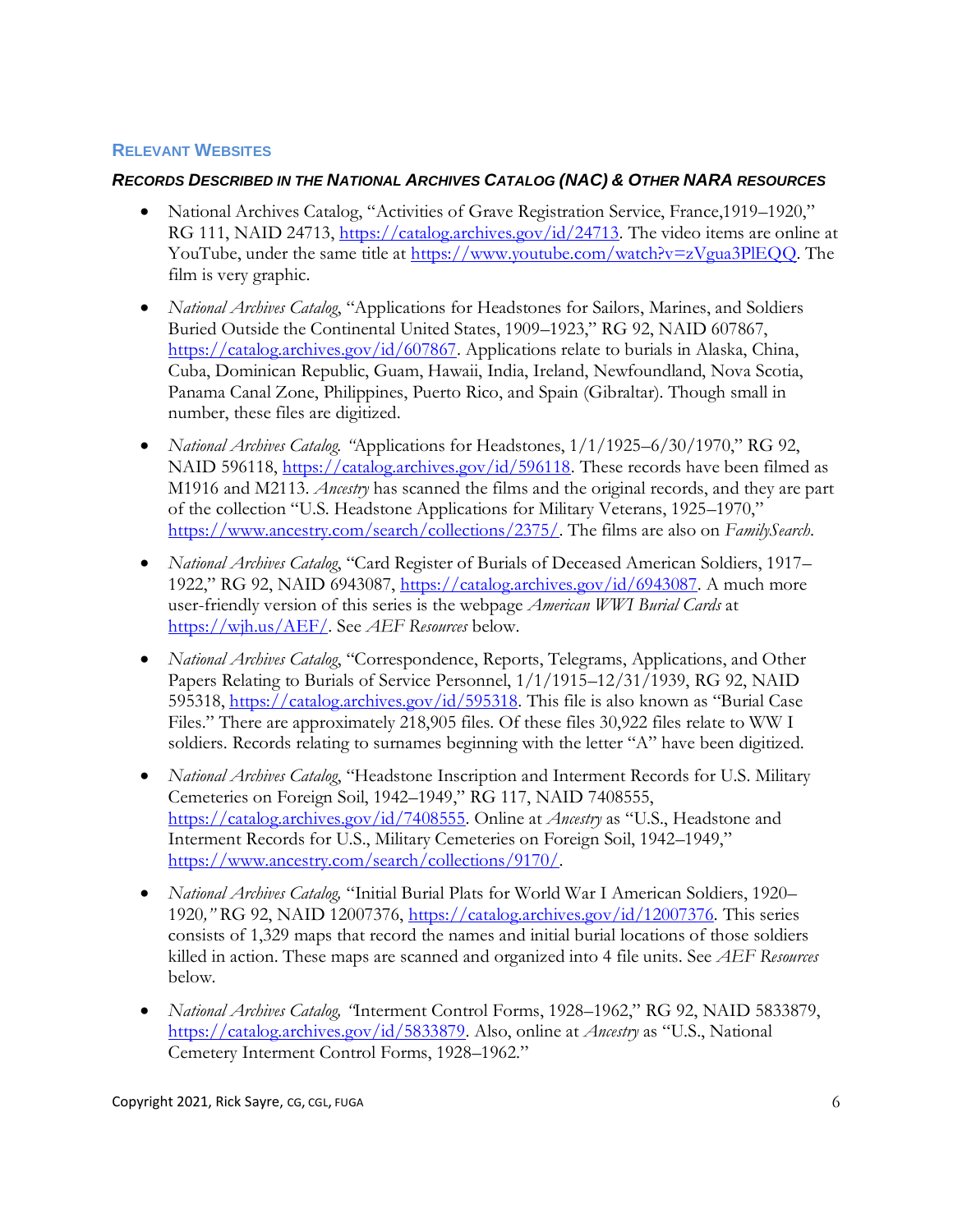## Relevant Websites

### *Records Described in the National Archives Catalog (NAC) & Other NARA resources*

- National Archives Catalog, "Activities of Grave Registration Service, France,1919–1920," RG 111, NAID 24713, https://catalog.archives.gov/id/24713. The video items are online at YouTube, under the same title at https://www.youtube.com/watch?v=zVgua3PlEQQ. The film is very graphic.
- *National Archives Catalog*, "Applications for Headstones for Sailors, Marines, and Soldiers Buried Outside the Continental United States, 1909–1923," RG 92, NAID 607867, https://catalog.archives.gov/id/607867. Applications relate to burials in Alaska, China, Cuba, Dominican Republic, Guam, Hawaii, India, Ireland, Newfoundland, Nova Scotia, Panama Canal Zone, Philippines, Puerto Rico, and Spain (Gibraltar). Though small in number, these files are digitized.
- *National Archives Catalog. "*Applications for Headstones, 1/1/1925–6/30/1970," RG 92, NAID 596118, https://catalog.archives.gov/id/596118. These records have been filmed as M1916 and M2113. *Ancestry* has scanned the films and the original records, and they are part of the collection "U.S. Headstone Applications for Military Veterans, 1925–1970," https://www.ancestry.com/search/collections/2375/. The films are also on *FamilySearch*.
- *National Archives Catalog*, "Card Register of Burials of Deceased American Soldiers, 1917–1922," RG 92, NAID 6943087, https://catalog.archives.gov/id/6943087. A much more user-friendly version of this series is the webpage *American WWI Burial Cards* at https://wjh.us/AEF/. See *AEF Resources* below.
- *National Archives Catalog*, "Correspondence, Reports, Telegrams, Applications, and Other Papers Relating to Burials of Service Personnel, 1/1/1915–12/31/1939, RG 92, NAID 595318, https://catalog.archives.gov/id/595318. This file is also known as "Burial Case Files." There are approximately 218,905 files. Of these files 30,922 files relate to WW I soldiers. Records relating to surnames beginning with the letter "A" have been digitized.
- *National Archives Catalog*, "Headstone Inscription and Interment Records for U.S. Military Cemeteries on Foreign Soil, 1942–1949," RG 117, NAID 7408555, https://catalog.archives.gov/id/7408555. Online at *Ancestry* as "U.S., Headstone and Interment Records for U.S., Military Cemeteries on Foreign Soil, 1942–1949," https://www.ancestry.com/search/collections/9170/.
- *National Archives Catalog,* "Initial Burial Plats for World War I American Soldiers, 1920–1920*,"* RG 92, NAID 12007376, https://catalog.archives.gov/id/12007376. This series consists of 1,329 maps that record the names and initial burial locations of those soldiers killed in action. These maps are scanned and organized into 4 file units. See *AEF Resources* below.
- *National Archives Catalog, "*Interment Control Forms, 1928–1962," RG 92, NAID 5833879, https://catalog.archives.gov/id/5833879. Also, online at *Ancestry* as "U.S., National Cemetery Interment Control Forms, 1928–1962."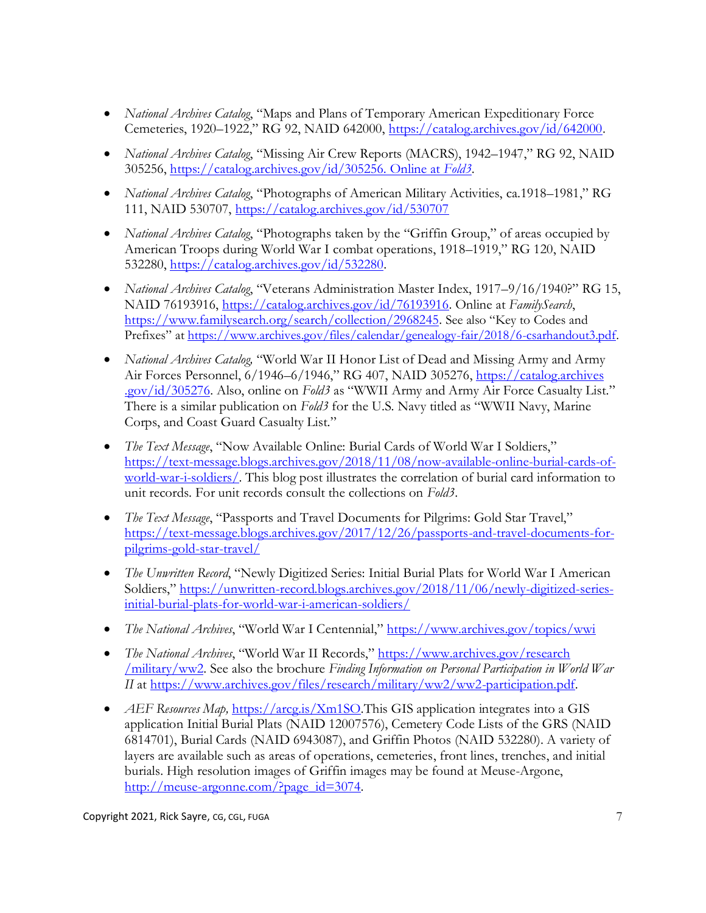- *National Archives Catalog*, "Maps and Plans of Temporary American Expeditionary Force Cemeteries, 1920–1922," RG 92, NAID 642000, https://catalog.archives.gov/id/642000.

- *National Archives Catalog*, "Missing Air Crew Reports (MACRS), 1942–1947," RG 92, NAID 305256, https://catalog.archives.gov/id/305256. Online at *Fold3*.

- *National Archives Catalog*, "Photographs of American Military Activities, ca.1918–1981," RG 111, NAID 530707, https://catalog.archives.gov/id/530707

- *National Archives Catalog*, "Photographs taken by the "Griffin Group," of areas occupied by American Troops during World War I combat operations, 1918–1919," RG 120, NAID 532280, https://catalog.archives.gov/id/532280.

- *National Archives Catalog*, "Veterans Administration Master Index, 1917–9/16/1940?" RG 15, NAID 76193916, https://catalog.archives.gov/id/76193916. Online at *FamilySearch*, https://www.familysearch.org/search/collection/2968245. See also "Key to Codes and Prefixes" at https://www.archives.gov/files/calendar/genealogy-fair/2018/6-csarhandout3.pdf.

- *National Archives Catalog,* "World War II Honor List of Dead and Missing Army and Army Air Forces Personnel, 6/1946–6/1946," RG 407, NAID 305276, https://catalog.archives.gov/id/305276. Also, online on *Fold3* as "WWII Army and Army Air Force Casualty List." There is a similar publication on *Fold3* for the U.S. Navy titled as "WWII Navy, Marine Corps, and Coast Guard Casualty List."

- *The Text Message*, "Now Available Online: Burial Cards of World War I Soldiers," https://text-message.blogs.archives.gov/2018/11/08/now-available-online-burial-cards-of-world-war-i-soldiers/. This blog post illustrates the correlation of burial card information to unit records. For unit records consult the collections on *Fold3*.

- *The Text Message*, "Passports and Travel Documents for Pilgrims: Gold Star Travel," https://text-message.blogs.archives.gov/2017/12/26/passports-and-travel-documents-for-pilgrims-gold-star-travel/

- *The Unwritten Record*, "Newly Digitized Series: Initial Burial Plats for World War I American Soldiers," https://unwritten-record.blogs.archives.gov/2018/11/06/newly-digitized-series-initial-burial-plats-for-world-war-i-american-soldiers/

- *The National Archives*, "World War I Centennial," https://www.archives.gov/topics/wwi

- *The National Archives*, "World War II Records," https://www.archives.gov/research/military/ww2. See also the brochure *Finding Information on Personal Participation in World War II* at https://www.archives.gov/files/research/military/ww2/ww2-participation.pdf.

- *AEF Resources Map,* https://arcg.is/Xm1SO.This GIS application integrates into a GIS application Initial Burial Plats (NAID 12007576), Cemetery Code Lists of the GRS (NAID 6814701), Burial Cards (NAID 6943087), and Griffin Photos (NAID 532280). A variety of layers are available such as areas of operations, cemeteries, front lines, trenches, and initial burials. High resolution images of Griffin images may be found at Meuse-Argone, http://meuse-argonne.com/?page_id=3074.

Copyright 2021, Rick Sayre, CG, CGL, FUGA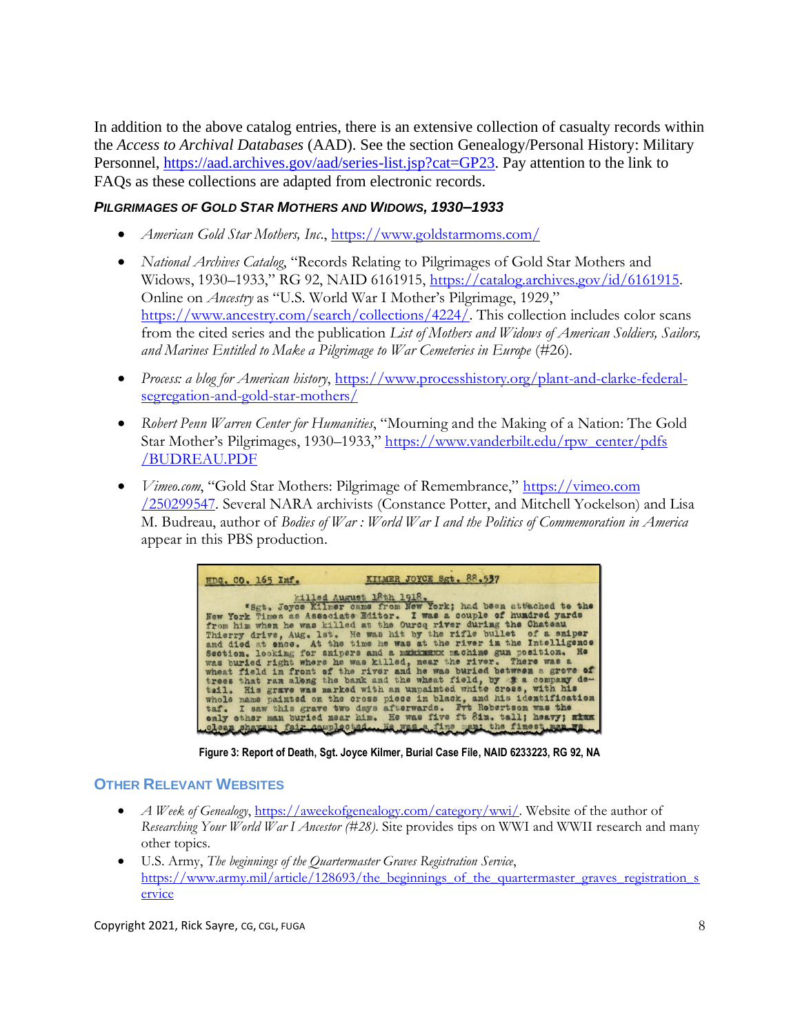In addition to the above catalog entries, there is an extensive collection of casualty records within the *Access to Archival Databases* (AAD). See the section Genealogy/Personal History: Military Personnel, https://aad.archives.gov/aad/series-list.jsp?cat=GP23. Pay attention to the link to FAQs as these collections are adapted from electronic records.

#### *PILGRIMAGES OF GOLD STAR MOTHERS AND WIDOWS, 1930–1933*

- *American Gold Star Mothers, Inc.*, https://www.goldstarmoms.com/
- *National Archives Catalog*, "Records Relating to Pilgrimages of Gold Star Mothers and Widows, 1930–1933," RG 92, NAID 6161915, https://catalog.archives.gov/id/6161915. Online on *Ancestry* as "U.S. World War I Mother's Pilgrimage, 1929," https://www.ancestry.com/search/collections/4224/. This collection includes color scans from the cited series and the publication *List of Mothers and Widows of American Soldiers, Sailors, and Marines Entitled to Make a Pilgrimage to War Cemeteries in Europe* (#26).
- *Process: a blog for American history*, https://www.processhistory.org/plant-and-clarke-federal-segregation-and-gold-star-mothers/
- *Robert Penn Warren Center for Humanities*, "Mourning and the Making of a Nation: The Gold Star Mother's Pilgrimages, 1930–1933," https://www.vanderbilt.edu/rpw_center/pdfs/BUDREAU.PDF
- *Vimeo.com*, "Gold Star Mothers: Pilgrimage of Remembrance," https://vimeo.com/250299547. Several NARA archivists (Constance Potter, and Mitchell Yockelson) and Lisa M. Budreau, author of *Bodies of War : World War I and the Politics of Commemoration in America* appear in this PBS production.

HDQ. CO. 165 Inf. KILMER JOYCE Sgt. 88,537

Killed August 18th 1918.
"Sgt. Joyce Kilmer came from New York; had been attached to the New York Times as Associate Editor. I was a couple of hundred yards from him when he was killed at the Ourcq river during the Chateau Thierry drive, Aug. 1st. He was hit by the rifle bullet of a sniper and died at once. At the time he was at the river in the Intelligence Section. looking for snipers and a machine gun position. He was buried right where he was killed, near the river. There was a wheat field in front of the river and he was buried between a grove of trees that ran along the bank and the wheat field, by a company detail. His grave was marked with an unpainted white cross, with his whole name painted on the cross piece in black, and his identification tag. I saw this grave two days afterwards. Pvt Robertson was the only other man buried near him. He was five ft 8in. tall; heavy; clean shaven; fair complected. He was a fine man; the finest man we

**Figure 3: Report of Death, Sgt. Joyce Kilmer, Burial Case File, NAID 6233223, RG 92, NA**

## OTHER RELEVANT WEBSITES

- *A Week of Genealogy*, https://aweekofgenealogy.com/category/wwi/. Website of the author of *Researching Your World War I Ancestor (#28)*. Site provides tips on WWI and WWII research and many other topics.
- U.S. Army, *The beginnings of the Quartermaster Graves Registration Service*, https://www.army.mil/article/128693/the_beginnings_of_the_quartermaster_graves_registration_service

Copyright 2021, Rick Sayre, CG, CGL, FUGA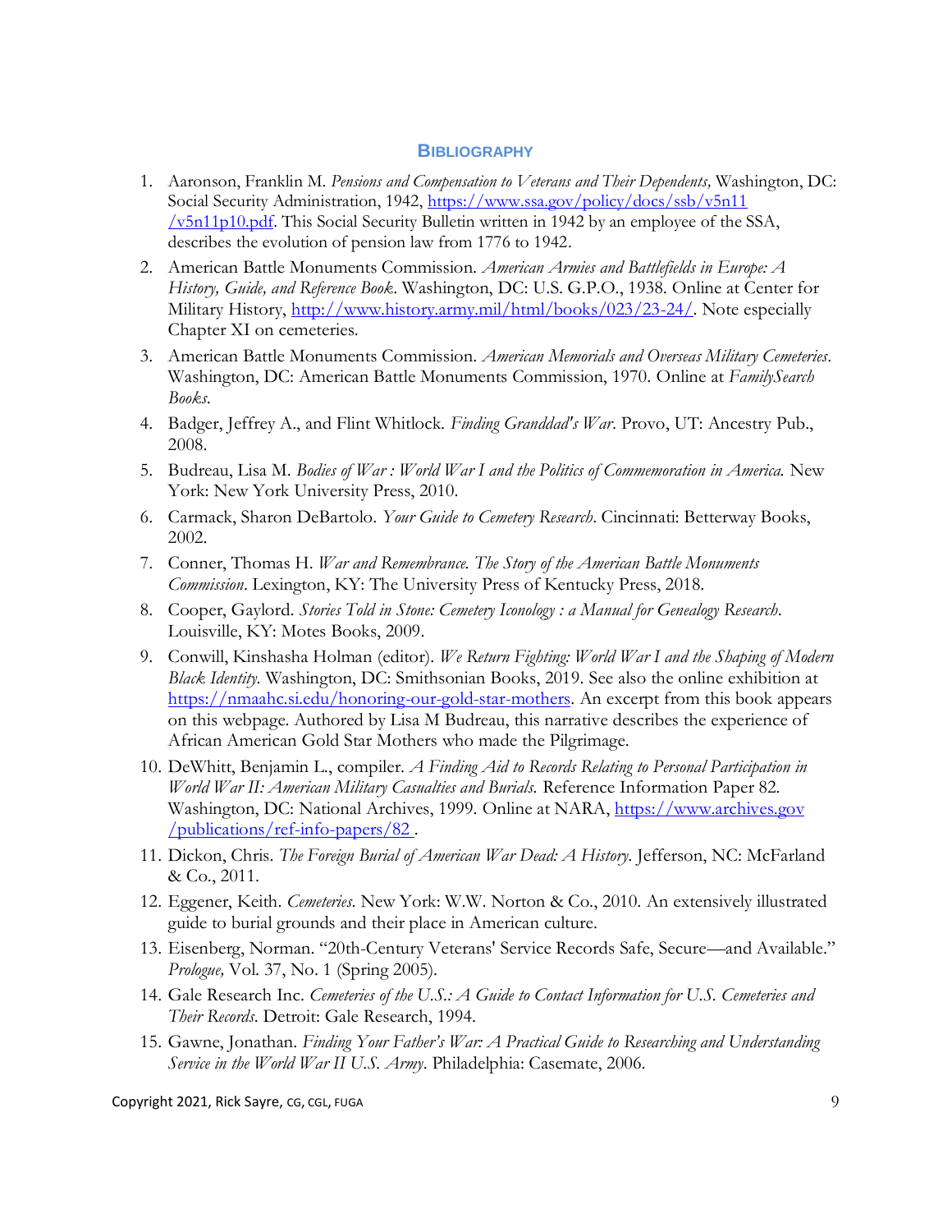## Bibliography

1. Aaronson, Franklin M. *Pensions and Compensation to Veterans and Their Dependents,* Washington, DC: Social Security Administration, 1942, https://www.ssa.gov/policy/docs/ssb/v5n11/v5n11p10.pdf. This Social Security Bulletin written in 1942 by an employee of the SSA, describes the evolution of pension law from 1776 to 1942.
2. American Battle Monuments Commission. *American Armies and Battlefields in Europe: A History, Guide, and Reference Book*. Washington, DC: U.S. G.P.O., 1938. Online at Center for Military History, http://www.history.army.mil/html/books/023/23-24/. Note especially Chapter XI on cemeteries.
3. American Battle Monuments Commission. *American Memorials and Overseas Military Cemeteries*. Washington, DC: American Battle Monuments Commission, 1970. Online at *FamilySearch Books*.
4. Badger, Jeffrey A., and Flint Whitlock. *Finding Granddad's War*. Provo, UT: Ancestry Pub., 2008.
5. Budreau, Lisa M. *Bodies of War : World War I and the Politics of Commemoration in America.* New York: New York University Press, 2010.
6. Carmack, Sharon DeBartolo. *Your Guide to Cemetery Research*. Cincinnati: Betterway Books, 2002.
7. Conner, Thomas H. *War and Remembrance. The Story of the American Battle Monuments Commission*. Lexington, KY: The University Press of Kentucky Press, 2018.
8. Cooper, Gaylord. *Stories Told in Stone: Cemetery Iconology : a Manual for Genealogy Research*. Louisville, KY: Motes Books, 2009.
9. Conwill, Kinshasha Holman (editor). *We Return Fighting: World War I and the Shaping of Modern Black Identity.* Washington, DC: Smithsonian Books, 2019. See also the online exhibition at https://nmaahc.si.edu/honoring-our-gold-star-mothers. An excerpt from this book appears on this webpage. Authored by Lisa M Budreau, this narrative describes the experience of African American Gold Star Mothers who made the Pilgrimage.
10. DeWhitt, Benjamin L., compiler. *A Finding Aid to Records Relating to Personal Participation in World War II: American Military Casualties and Burials.* Reference Information Paper 82. Washington, DC: National Archives, 1999. Online at NARA, https://www.archives.gov/publications/ref-info-papers/82 .
11. Dickon, Chris. *The Foreign Burial of American War Dead: A History.* Jefferson, NC: McFarland & Co., 2011.
12. Eggener, Keith. *Cemeteries.* New York: W.W. Norton & Co., 2010. An extensively illustrated guide to burial grounds and their place in American culture.
13. Eisenberg, Norman. "20th-Century Veterans' Service Records Safe, Secure—and Available." *Prologue,* Vol. 37, No. 1 (Spring 2005).
14. Gale Research Inc. *Cemeteries of the U.S.: A Guide to Contact Information for U.S. Cemeteries and Their Records.* Detroit: Gale Research, 1994.
15. Gawne, Jonathan. *Finding Your Father's War: A Practical Guide to Researching and Understanding Service in the World War II U.S. Army*. Philadelphia: Casemate, 2006.

Copyright 2021, Rick Sayre, CG, CGL, FUGA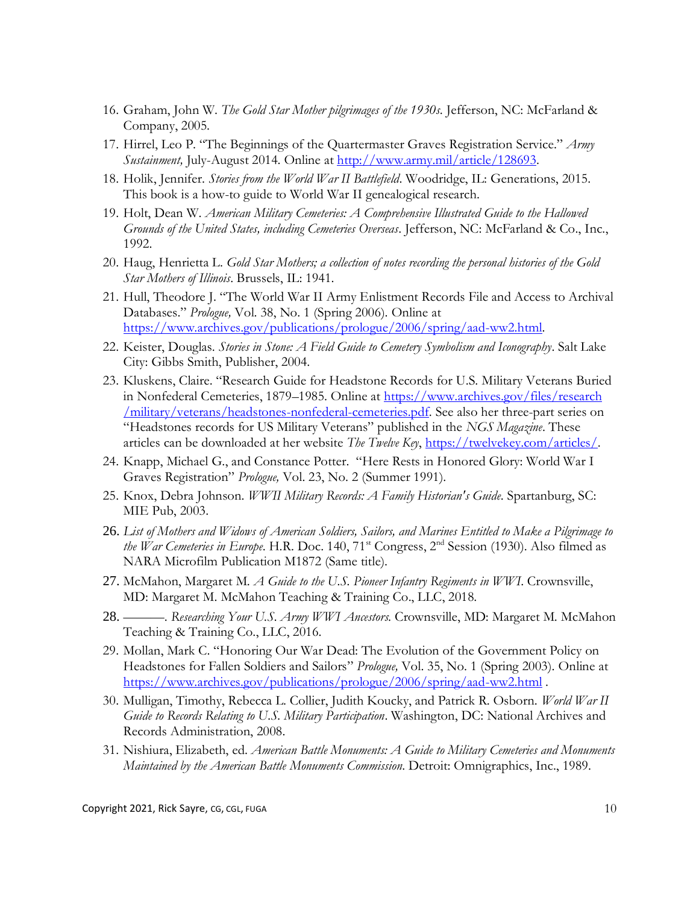16. Graham, John W. *The Gold Star Mother pilgrimages of the 1930s*. Jefferson, NC: McFarland & Company, 2005.
17. Hirrel, Leo P. "The Beginnings of the Quartermaster Graves Registration Service." *Army Sustainment,* July-August 2014. Online at http://www.army.mil/article/128693.
18. Holik, Jennifer. *Stories from the World War II Battlefield*. Woodridge, IL: Generations, 2015. This book is a how-to guide to World War II genealogical research.
19. Holt, Dean W. *American Military Cemeteries: A Comprehensive Illustrated Guide to the Hallowed Grounds of the United States, including Cemeteries Overseas*. Jefferson, NC: McFarland & Co., Inc., 1992.
20. Haug, Henrietta L. *Gold Star Mothers; a collection of notes recording the personal histories of the Gold Star Mothers of Illinois*. Brussels, IL: 1941.
21. Hull, Theodore J. "The World War II Army Enlistment Records File and Access to Archival Databases." *Prologue,* Vol. 38, No. 1 (Spring 2006). Online at https://www.archives.gov/publications/prologue/2006/spring/aad-ww2.html.
22. Keister, Douglas. *Stories in Stone: A Field Guide to Cemetery Symbolism and Iconography*. Salt Lake City: Gibbs Smith, Publisher, 2004.
23. Kluskens, Claire. "Research Guide for Headstone Records for U.S. Military Veterans Buried in Nonfederal Cemeteries, 1879–1985. Online at https://www.archives.gov/files/research/military/veterans/headstones-nonfederal-cemeteries.pdf. See also her three-part series on "Headstones records for US Military Veterans" published in the *NGS Magazine*. These articles can be downloaded at her website *The Twelve Key*, https://twelvekey.com/articles/.
24. Knapp, Michael G., and Constance Potter. "Here Rests in Honored Glory: World War I Graves Registration" *Prologue,* Vol. 23, No. 2 (Summer 1991).
25. Knox, Debra Johnson. *WWII Military Records: A Family Historian's Guide*. Spartanburg, SC: MIE Pub, 2003.
26. *List of Mothers and Widows of American Soldiers, Sailors, and Marines Entitled to Make a Pilgrimage to the War Cemeteries in Europe*. H.R. Doc. 140, 71st Congress, 2nd Session (1930). Also filmed as NARA Microfilm Publication M1872 (Same title).
27. McMahon, Margaret M. *A Guide to the U.S. Pioneer Infantry Regiments in WWI*. Crownsville, MD: Margaret M. McMahon Teaching & Training Co., LLC, 2018.
28. ———. *Researching Your U.S. Army WWI Ancestors*. Crownsville, MD: Margaret M. McMahon Teaching & Training Co., LLC, 2016.
29. Mollan, Mark C. "Honoring Our War Dead: The Evolution of the Government Policy on Headstones for Fallen Soldiers and Sailors" *Prologue,* Vol. 35, No. 1 (Spring 2003). Online at https://www.archives.gov/publications/prologue/2006/spring/aad-ww2.html .
30. Mulligan, Timothy, Rebecca L. Collier, Judith Koucky, and Patrick R. Osborn. *World War II Guide to Records Relating to U.S. Military Participation*. Washington, DC: National Archives and Records Administration, 2008.
31. Nishiura, Elizabeth, ed. *American Battle Monuments: A Guide to Military Cemeteries and Monuments Maintained by the American Battle Monuments Commission*. Detroit: Omnigraphics, Inc., 1989.

Copyright 2021, Rick Sayre, CG, CGL, FUGA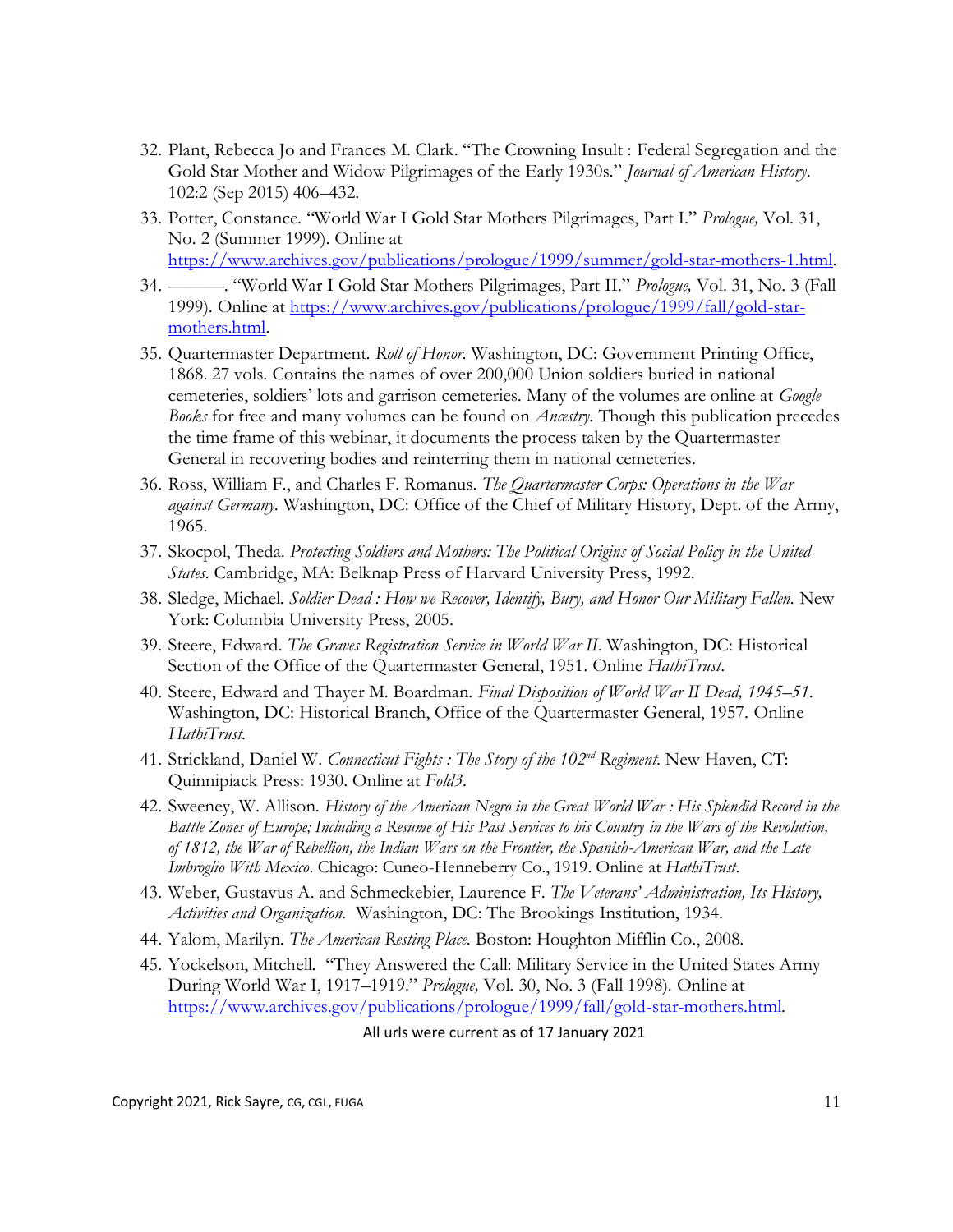32. Plant, Rebecca Jo and Frances M. Clark. "The Crowning Insult : Federal Segregation and the Gold Star Mother and Widow Pilgrimages of the Early 1930s." *Journal of American History*. 102:2 (Sep 2015) 406–432.
33. Potter, Constance. "World War I Gold Star Mothers Pilgrimages, Part I." *Prologue,* Vol. 31, No. 2 (Summer 1999). Online at https://www.archives.gov/publications/prologue/1999/summer/gold-star-mothers-1.html.
34. ———. "World War I Gold Star Mothers Pilgrimages, Part II." *Prologue,* Vol. 31, No. 3 (Fall 1999). Online at https://www.archives.gov/publications/prologue/1999/fall/gold-star-mothers.html.
35. Quartermaster Department. *Roll of Honor.* Washington, DC: Government Printing Office, 1868. 27 vols. Contains the names of over 200,000 Union soldiers buried in national cemeteries, soldiers' lots and garrison cemeteries. Many of the volumes are online at *Google Books* for free and many volumes can be found on *Ancestry.* Though this publication precedes the time frame of this webinar, it documents the process taken by the Quartermaster General in recovering bodies and reinterring them in national cemeteries.
36. Ross, William F., and Charles F. Romanus. *The Quartermaster Corps: Operations in the War against Germany.* Washington, DC: Office of the Chief of Military History, Dept. of the Army, 1965.
37. Skocpol, Theda. *Protecting Soldiers and Mothers: The Political Origins of Social Policy in the United States.* Cambridge, MA: Belknap Press of Harvard University Press, 1992.
38. Sledge, Michael. *Soldier Dead : How we Recover, Identify, Bury, and Honor Our Military Fallen.* New York: Columbia University Press, 2005.
39. Steere, Edward. *The Graves Registration Service in World War II*. Washington, DC: Historical Section of the Office of the Quartermaster General, 1951. Online *HathiTrust.*
40. Steere, Edward and Thayer M. Boardman. *Final Disposition of World War II Dead, 1945–51.* Washington, DC: Historical Branch, Office of the Quartermaster General, 1957. Online *HathiTrust.*
41. Strickland, Daniel W. *Connecticut Fights : The Story of the 102nd Regiment.* New Haven, CT: Quinnipiack Press: 1930. Online at *Fold3.*
42. Sweeney, W. Allison. *History of the American Negro in the Great World War : His Splendid Record in the Battle Zones of Europe; Including a Resume of His Past Services to his Country in the Wars of the Revolution, of 1812, the War of Rebellion, the Indian Wars on the Frontier, the Spanish-American War, and the Late Imbroglio With Mexico.* Chicago: Cuneo-Henneberry Co., 1919. Online at *HathiTrust.*
43. Weber, Gustavus A. and Schmeckebier, Laurence F. *The Veterans' Administration, Its History, Activities and Organization.* Washington, DC: The Brookings Institution, 1934.
44. Yalom, Marilyn. *The American Resting Place.* Boston: Houghton Mifflin Co., 2008.
45. Yockelson, Mitchell. "They Answered the Call: Military Service in the United States Army During World War I, 1917–1919." *Prologue,* Vol. 30, No. 3 (Fall 1998). Online at https://www.archives.gov/publications/prologue/1999/fall/gold-star-mothers.html.

All urls were current as of 17 January 2021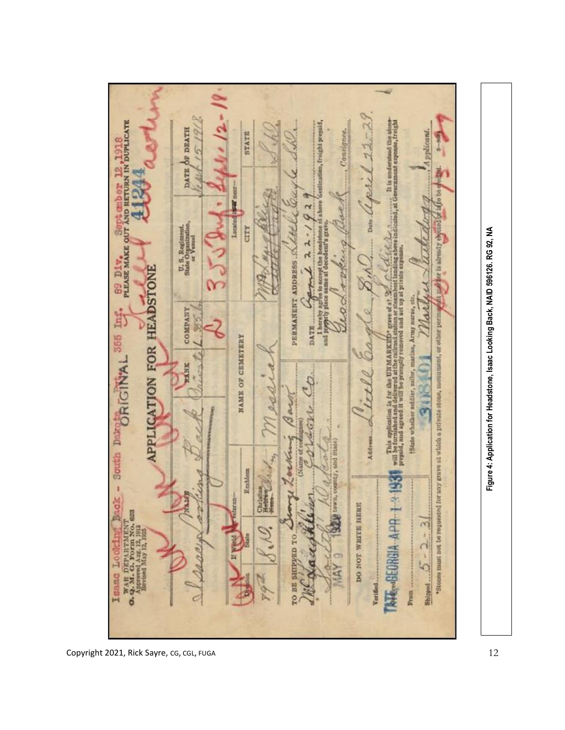Isaac Looking Back - South Dakota Pvt. 355 Inf. 89 Div. September 12, 1918

WAR DEPARTMENT
O. Q. M. G. Form No. 623
Approved Aug. 12, 1913
Revised May 12, 1925

ORIGINAL

PLEASE MAKE OUT AND RETURN IN DUPLICATE

41244

# APPLICATION FOR HEADSTONE

| NAME | RANK | COMPANY | U.S. Regiment, State Organization, or Vessel | DATE OF DEATH |
| --- | --- | --- | --- | --- |
| Isaac Looking Back | Private | L 355th | 355 Inf. | Sept 15 1918 |

| If World War Veteran— Division | State | Emblem Christian Hebrew None | NAME OF CEMETERY | Located near— CITY | STATE |
| --- | --- | --- | --- | --- | --- |
| 89 | S.D. | Christian | Messiah | Little Eagle | S.D. |

TO BE SHIPPED TO George Looking Back (Name of consignee)

at McLaughlin, Corson Co. South Dakota (town, county, and State)

PERMANENT ADDRESS Little Eagle S.D.

DATE April 22-1929

I hereby agree to accept the headstone at above destination, freight prepaid, and properly place same at decedent's grave.

George Looking Back, Consignee.

DO NOT WRITE HERE

MAY 9 1929

Verified

Ordered TATE GEORGIA APR 13 1931

From

Shipped 5-2-31 308101

Address Little Eagle S.D. Date April 22-29

This application is for the UNMARKED* grave of a† Soldier. It is understood the stone will be furnished and delivered at the railroad station or steamboat landing above indicated, at Government expense, freight prepaid, and agreed it will be promptly removed and set up at private expense.

†State whether soldier, sailor, marine, Army nurse, etc.

Martin Sittedog, Applicant.

*Stones must not be requested for any grave at which a private stone, monument, or other permanent marker is already erected or is to be erected. 3—809

Figure 4: Application for Headstone, Isaac Looking Back, NAID 596126. RG 92, NA